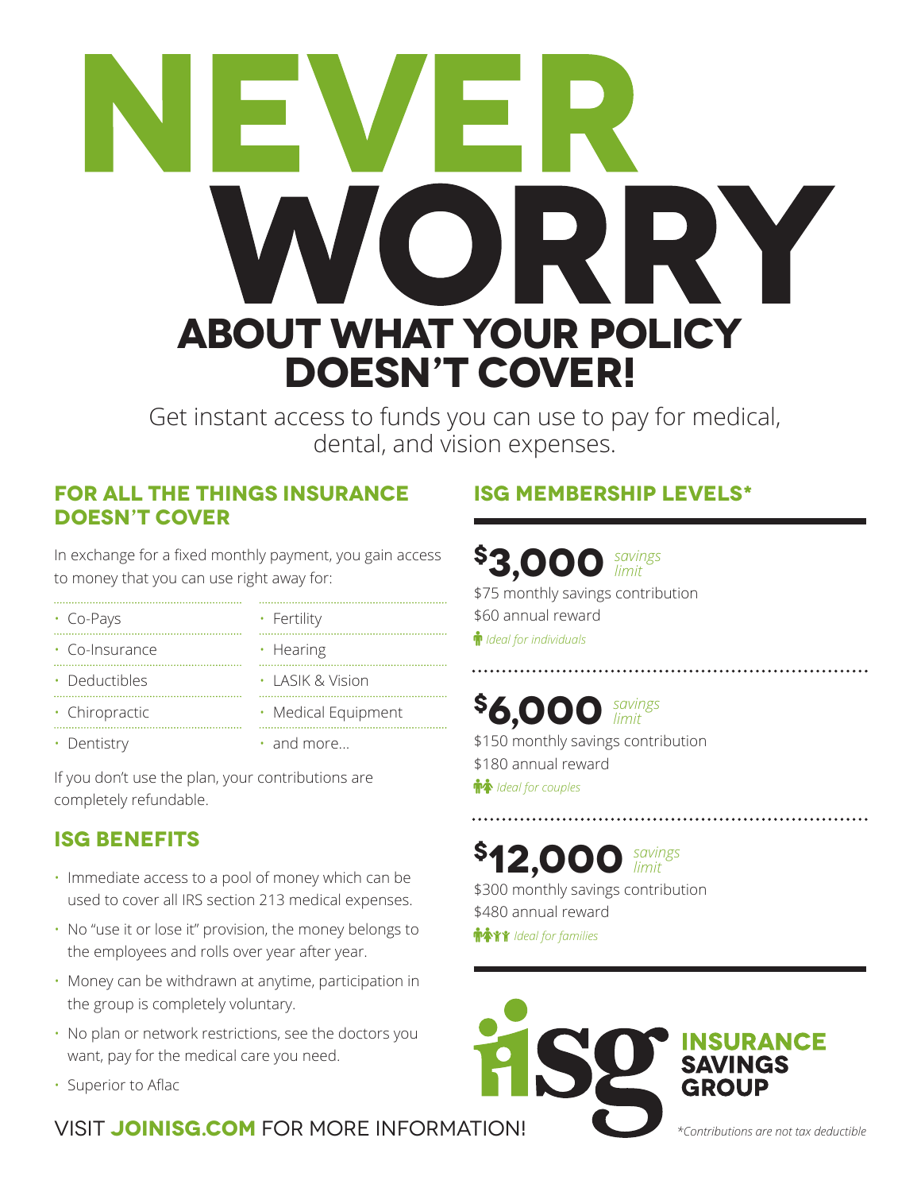# NEVER WORRY

## ABOUT WHAT YOUR POLICY DOESN'T COVER!

Get instant access to funds you can use to pay for medical, dental, and vision expenses.

### FOR ALL THE THINGS INSURANCE DOESN'T COVER

In exchange for a fixed monthly payment, you gain access to money that you can use right away for:

- Co-Pays
- Co-Insurance
- Deductibles
- Chiropractic
- Dentistry
- Fertility
- Hearing
- LASIK & Vision
- Medical Equipment
- and more...

If you don't use the plan, your contributions are completely refundable.

### ISG BENEFITS

- Immediate access to a pool of money which can be used to cover all IRS section 213 medical expenses.
- No "use it or lose it" provision, the money belongs to the employees and rolls over year after year.
- Money can be withdrawn at anytime, participation in the group is completely voluntary.
- No plan or network restrictions, see the doctors you want, pay for the medical care you need.
- Superior to Aflac

### ISG MEMBERSHIP LEVELS*

**$3,000** *savings limit*

$75 monthly savings contribution
$60 annual reward
*Ideal for individuals*

**$6,000** *savings limit*

$150 monthly savings contribution
$180 annual reward
*Ideal for couples*

**$12,000** *savings limit*

$300 monthly savings contribution
$480 annual reward
*Ideal for families*

isg INSURANCE SAVINGS GROUP

VISIT **JOINISG.COM** FOR MORE INFORMATION!

*\*Contributions are not tax deductible*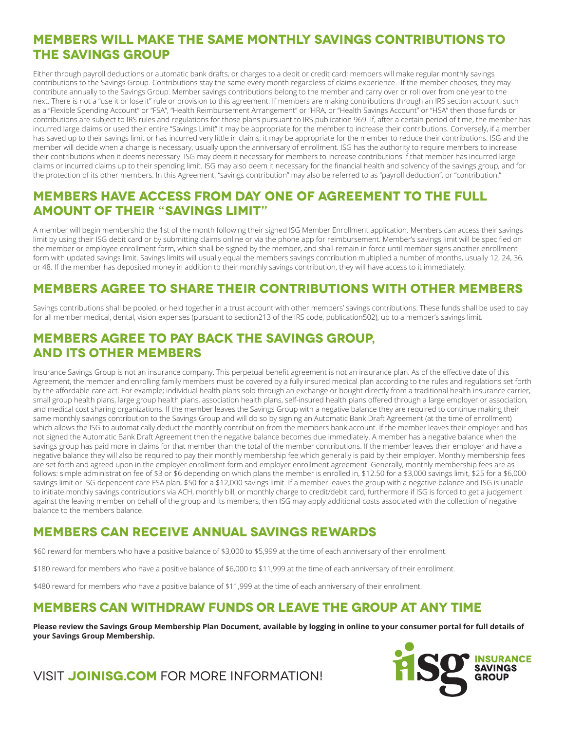## MEMBERS WILL MAKE THE SAME MONTHLY SAVINGS CONTRIBUTIONS TO THE SAVINGS GROUP

Either through payroll deductions or automatic bank drafts, or charges to a debit or credit card; members will make regular monthly savings contributions to the Savings Group. Contributions stay the same every month regardless of claims experience. If the member chooses, they may contribute annually to the Savings Group. Member savings contributions belong to the member and carry over or roll over from one year to the next. There is not a "use it or lose it" rule or provision to this agreement. If members are making contributions through an IRS section account, such as a "Flexible Spending Account" or "FSA", "Health Reimbursement Arrangement" or "HRA, or "Health Savings Account" or "HSA" then those funds or contributions are subject to IRS rules and regulations for those plans pursuant to IRS publication 969. If, after a certain period of time, the member has incurred large claims or used their entire "Savings Limit" it may be appropriate for the member to increase their contributions. Conversely, if a member has saved up to their savings limit or has incurred very little in claims, it may be appropriate for the member to reduce their contributions. ISG and the member will decide when a change is necessary, usually upon the anniversary of enrollment. ISG has the authority to require members to increase their contributions when it deems necessary. ISG may deem it necessary for members to increase contributions if that member has incurred large claims or incurred claims up to their spending limit. ISG may also deem it necessary for the financial health and solvency of the savings group, and for the protection of its other members. In this Agreement, "savings contribution" may also be referred to as "payroll deduction", or "contribution."

## MEMBERS HAVE ACCESS FROM DAY ONE OF AGREEMENT TO THE FULL AMOUNT OF THEIR "SAVINGS LIMIT"

A member will begin membership the 1st of the month following their signed ISG Member Enrollment application. Members can access their savings limit by using their ISG debit card or by submitting claims online or via the phone app for reimbursement. Member's savings limit will be specified on the member or employee enrollment form, which shall be signed by the member, and shall remain in force until member signs another enrollment form with updated savings limit. Savings limits will usually equal the members savings contribution multiplied a number of months, usually 12, 24, 36, or 48. If the member has deposited money in addition to their monthly savings contribution, they will have access to it immediately.

## MEMBERS AGREE TO SHARE THEIR CONTRIBUTIONS WITH OTHER MEMBERS

Savings contributions shall be pooled, or held together in a trust account with other members' savings contributions. These funds shall be used to pay for all member medical, dental, vision expenses (pursuant to section213 of the IRS code, publication502), up to a member's savings limit.

## MEMBERS AGREE TO PAY BACK THE SAVINGS GROUP, AND ITS OTHER MEMBERS

Insurance Savings Group is not an insurance company. This perpetual benefit agreement is not an insurance plan. As of the effective date of this Agreement, the member and enrolling family members must be covered by a fully insured medical plan according to the rules and regulations set forth by the affordable care act. For example; individual health plans sold through an exchange or bought directly from a traditional health insurance carrier, small group health plans, large group health plans, association health plans, self-insured health plans offered through a large employer or association, and medical cost sharing organizations. If the member leaves the Savings Group with a negative balance they are required to continue making their same monthly savings contribution to the Savings Group and will do so by signing an Automatic Bank Draft Agreement (at the time of enrollment) which allows the ISG to automatically deduct the monthly contribution from the members bank account. If the member leaves their employer and has not signed the Automatic Bank Draft Agreement then the negative balance becomes due immediately. A member has a negative balance when the savings group has paid more in claims for that member than the total of the member contributions. If the member leaves their employer and have a negative balance they will also be required to pay their monthly membership fee which generally is paid by their employer. Monthly membership fees are set forth and agreed upon in the employer enrollment form and employer enrollment agreement. Generally, monthly membership fees are as follows: simple administration fee of $3 or $6 depending on which plans the member is enrolled in, $12.50 for a $3,000 savings limit, $25 for a $6,000 savings limit or ISG dependent care FSA plan, $50 for a $12,000 savings limit. If a member leaves the group with a negative balance and ISG is unable to initiate monthly savings contributions via ACH, monthly bill, or monthly charge to credit/debit card, furthermore if ISG is forced to get a judgement against the leaving member on behalf of the group and its members, then ISG may apply additional costs associated with the collection of negative balance to the members balance.

## MEMBERS CAN RECEIVE ANNUAL SAVINGS REWARDS

$60 reward for members who have a positive balance of $3,000 to $5,999 at the time of each anniversary of their enrollment.

$180 reward for members who have a positive balance of $6,000 to $11,999 at the time of each anniversary of their enrollment.

$480 reward for members who have a positive balance of $11,999 at the time of each anniversary of their enrollment.

## MEMBERS CAN WITHDRAW FUNDS OR LEAVE THE GROUP AT ANY TIME

**Please review the Savings Group Membership Plan Document, available by logging in online to your consumer portal for full details of your Savings Group Membership.**

VISIT **JOINISG.COM** FOR MORE INFORMATION!

ISG INSURANCE SAVINGS GROUP